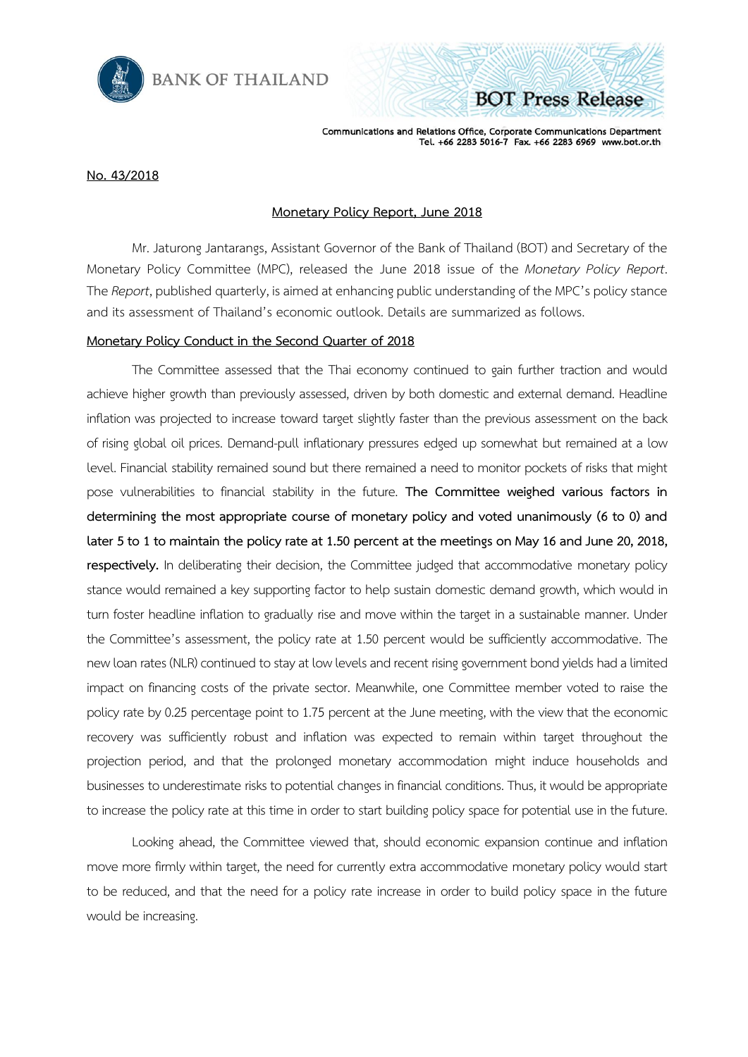**No. 43/2018**

## Monetary Policy Report, June 2018

Mr. Jaturong Jantarangs, Assistant Governor of the Bank of Thailand (BOT) and Secretary of the Monetary Policy Committee (MPC), released the June 2018 issue of the *Monetary Policy Report*. The *Report*, published quarterly, is aimed at enhancing public understanding of the MPC's policy stance and its assessment of Thailand's economic outlook. Details are summarized as follows.

### Monetary Policy Conduct in the Second Quarter of 2018

The Committee assessed that the Thai economy continued to gain further traction and would achieve higher growth than previously assessed, driven by both domestic and external demand. Headline inflation was projected to increase toward target slightly faster than the previous assessment on the back of rising global oil prices. Demand-pull inflationary pressures edged up somewhat but remained at a low level. Financial stability remained sound but there remained a need to monitor pockets of risks that might pose vulnerabilities to financial stability in the future. **The Committee weighed various factors in determining the most appropriate course of monetary policy and voted unanimously (6 to 0) and later 5 to 1 to maintain the policy rate at 1.50 percent at the meetings on May 16 and June 20, 2018, respectively.** In deliberating their decision, the Committee judged that accommodative monetary policy stance would remained a key supporting factor to help sustain domestic demand growth, which would in turn foster headline inflation to gradually rise and move within the target in a sustainable manner. Under the Committee's assessment, the policy rate at 1.50 percent would be sufficiently accommodative. The new loan rates (NLR) continued to stay at low levels and recent rising government bond yields had a limited impact on financing costs of the private sector. Meanwhile, one Committee member voted to raise the policy rate by 0.25 percentage point to 1.75 percent at the June meeting, with the view that the economic recovery was sufficiently robust and inflation was expected to remain within target throughout the projection period, and that the prolonged monetary accommodation might induce households and businesses to underestimate risks to potential changes in financial conditions. Thus, it would be appropriate to increase the policy rate at this time in order to start building policy space for potential use in the future.

Looking ahead, the Committee viewed that, should economic expansion continue and inflation move more firmly within target, the need for currently extra accommodative monetary policy would start to be reduced, and that the need for a policy rate increase in order to build policy space in the future would be increasing.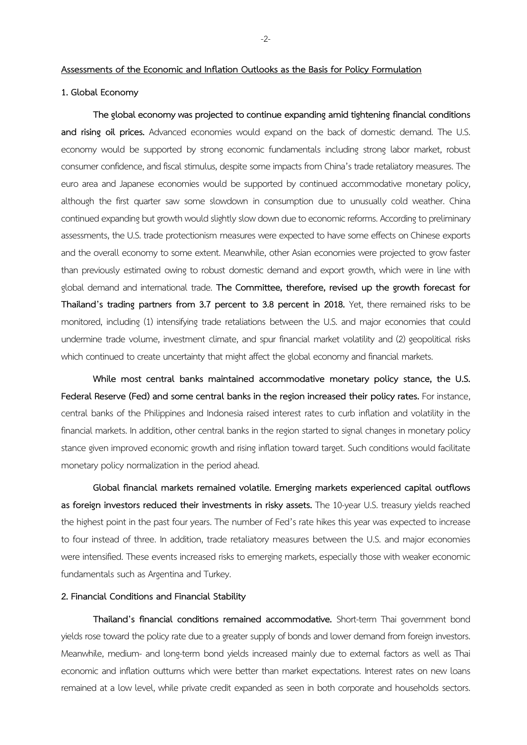**<u>Assessments of the Economic and Inflation Outlooks as the Basis for Policy Formulation</u>**

**1. Global Economy**

**The global economy was projected to continue expanding amid tightening financial conditions and rising oil prices.** Advanced economies would expand on the back of domestic demand. The U.S. economy would be supported by strong economic fundamentals including strong labor market, robust consumer confidence, and fiscal stimulus, despite some impacts from China's trade retaliatory measures. The euro area and Japanese economies would be supported by continued accommodative monetary policy, although the first quarter saw some slowdown in consumption due to unusually cold weather. China continued expanding but growth would slightly slow down due to economic reforms. According to preliminary assessments, the U.S. trade protectionism measures were expected to have some effects on Chinese exports and the overall economy to some extent. Meanwhile, other Asian economies were projected to grow faster than previously estimated owing to robust domestic demand and export growth, which were in line with global demand and international trade. **The Committee, therefore, revised up the growth forecast for Thailand's trading partners from 3.7 percent to 3.8 percent in 2018.** Yet, there remained risks to be monitored, including (1) intensifying trade retaliations between the U.S. and major economies that could undermine trade volume, investment climate, and spur financial market volatility and (2) geopolitical risks which continued to create uncertainty that might affect the global economy and financial markets.

**While most central banks maintained accommodative monetary policy stance, the U.S. Federal Reserve (Fed) and some central banks in the region increased their policy rates.** For instance, central banks of the Philippines and Indonesia raised interest rates to curb inflation and volatility in the financial markets. In addition, other central banks in the region started to signal changes in monetary policy stance given improved economic growth and rising inflation toward target. Such conditions would facilitate monetary policy normalization in the period ahead.

**Global financial markets remained volatile. Emerging markets experienced capital outflows as foreign investors reduced their investments in risky assets.** The 10-year U.S. treasury yields reached the highest point in the past four years. The number of Fed's rate hikes this year was expected to increase to four instead of three. In addition, trade retaliatory measures between the U.S. and major economies were intensified. These events increased risks to emerging markets, especially those with weaker economic fundamentals such as Argentina and Turkey.

**2. Financial Conditions and Financial Stability**

**Thailand's financial conditions remained accommodative.** Short-term Thai government bond yields rose toward the policy rate due to a greater supply of bonds and lower demand from foreign investors. Meanwhile, medium- and long-term bond yields increased mainly due to external factors as well as Thai economic and inflation outturns which were better than market expectations. Interest rates on new loans remained at a low level, while private credit expanded as seen in both corporate and households sectors.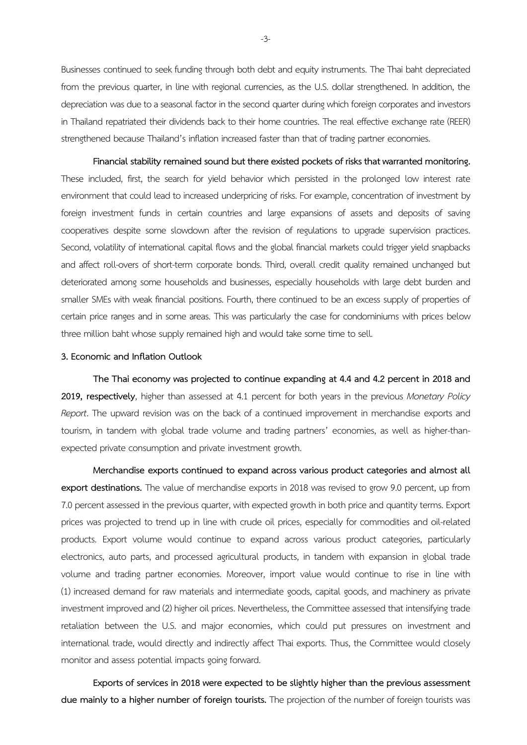Businesses continued to seek funding through both debt and equity instruments. The Thai baht depreciated from the previous quarter, in line with regional currencies, as the U.S. dollar strengthened. In addition, the depreciation was due to a seasonal factor in the second quarter during which foreign corporates and investors in Thailand repatriated their dividends back to their home countries. The real effective exchange rate (REER) strengthened because Thailand's inflation increased faster than that of trading partner economies.

**Financial stability remained sound but there existed pockets of risks that warranted monitoring.** These included, first, the search for yield behavior which persisted in the prolonged low interest rate environment that could lead to increased underpricing of risks. For example, concentration of investment by foreign investment funds in certain countries and large expansions of assets and deposits of saving cooperatives despite some slowdown after the revision of regulations to upgrade supervision practices. Second, volatility of international capital flows and the global financial markets could trigger yield snapbacks and affect roll-overs of short-term corporate bonds. Third, overall credit quality remained unchanged but deteriorated among some households and businesses, especially households with large debt burden and smaller SMEs with weak financial positions. Fourth, there continued to be an excess supply of properties of certain price ranges and in some areas. This was particularly the case for condominiums with prices below three million baht whose supply remained high and would take some time to sell.

### 3. Economic and Inflation Outlook

**The Thai economy was projected to continue expanding at 4.4 and 4.2 percent in 2018 and 2019, respectively**, higher than assessed at 4.1 percent for both years in the previous *Monetary Policy Report*. The upward revision was on the back of a continued improvement in merchandise exports and tourism, in tandem with global trade volume and trading partners' economies, as well as higher-than-expected private consumption and private investment growth.

**Merchandise exports continued to expand across various product categories and almost all export destinations.** The value of merchandise exports in 2018 was revised to grow 9.0 percent, up from 7.0 percent assessed in the previous quarter, with expected growth in both price and quantity terms. Export prices was projected to trend up in line with crude oil prices, especially for commodities and oil-related products. Export volume would continue to expand across various product categories, particularly electronics, auto parts, and processed agricultural products, in tandem with expansion in global trade volume and trading partner economies. Moreover, import value would continue to rise in line with (1) increased demand for raw materials and intermediate goods, capital goods, and machinery as private investment improved and (2) higher oil prices. Nevertheless, the Committee assessed that intensifying trade retaliation between the U.S. and major economies, which could put pressures on investment and international trade, would directly and indirectly affect Thai exports. Thus, the Committee would closely monitor and assess potential impacts going forward.

**Exports of services in 2018 were expected to be slightly higher than the previous assessment due mainly to a higher number of foreign tourists.** The projection of the number of foreign tourists was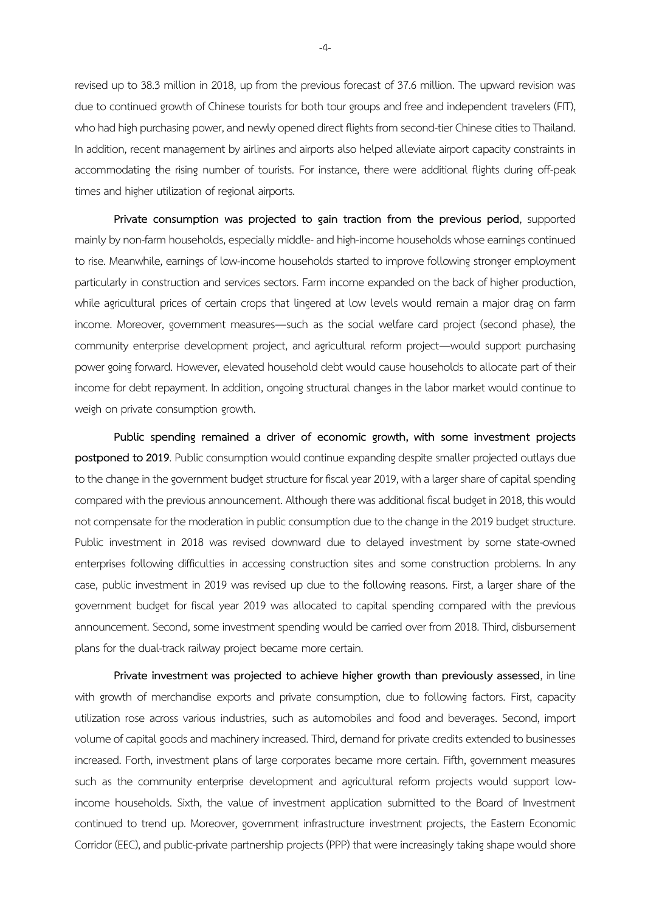revised up to 38.3 million in 2018, up from the previous forecast of 37.6 million. The upward revision was due to continued growth of Chinese tourists for both tour groups and free and independent travelers (FIT), who had high purchasing power, and newly opened direct flights from second-tier Chinese cities to Thailand. In addition, recent management by airlines and airports also helped alleviate airport capacity constraints in accommodating the rising number of tourists. For instance, there were additional flights during off-peak times and higher utilization of regional airports.

**Private consumption was projected to gain traction from the previous period**, supported mainly by non-farm households, especially middle- and high-income households whose earnings continued to rise. Meanwhile, earnings of low-income households started to improve following stronger employment particularly in construction and services sectors. Farm income expanded on the back of higher production, while agricultural prices of certain crops that lingered at low levels would remain a major drag on farm income. Moreover, government measures—such as the social welfare card project (second phase), the community enterprise development project, and agricultural reform project—would support purchasing power going forward. However, elevated household debt would cause households to allocate part of their income for debt repayment. In addition, ongoing structural changes in the labor market would continue to weigh on private consumption growth.

**Public spending remained a driver of economic growth, with some investment projects postponed to 2019**. Public consumption would continue expanding despite smaller projected outlays due to the change in the government budget structure for fiscal year 2019, with a larger share of capital spending compared with the previous announcement. Although there was additional fiscal budget in 2018, this would not compensate for the moderation in public consumption due to the change in the 2019 budget structure. Public investment in 2018 was revised downward due to delayed investment by some state-owned enterprises following difficulties in accessing construction sites and some construction problems. In any case, public investment in 2019 was revised up due to the following reasons. First, a larger share of the government budget for fiscal year 2019 was allocated to capital spending compared with the previous announcement. Second, some investment spending would be carried over from 2018. Third, disbursement plans for the dual-track railway project became more certain.

**Private investment was projected to achieve higher growth than previously assessed**, in line with growth of merchandise exports and private consumption, due to following factors. First, capacity utilization rose across various industries, such as automobiles and food and beverages. Second, import volume of capital goods and machinery increased. Third, demand for private credits extended to businesses increased. Forth, investment plans of large corporates became more certain. Fifth, government measures such as the community enterprise development and agricultural reform projects would support low-income households. Sixth, the value of investment application submitted to the Board of Investment continued to trend up. Moreover, government infrastructure investment projects, the Eastern Economic Corridor (EEC), and public-private partnership projects (PPP) that were increasingly taking shape would shore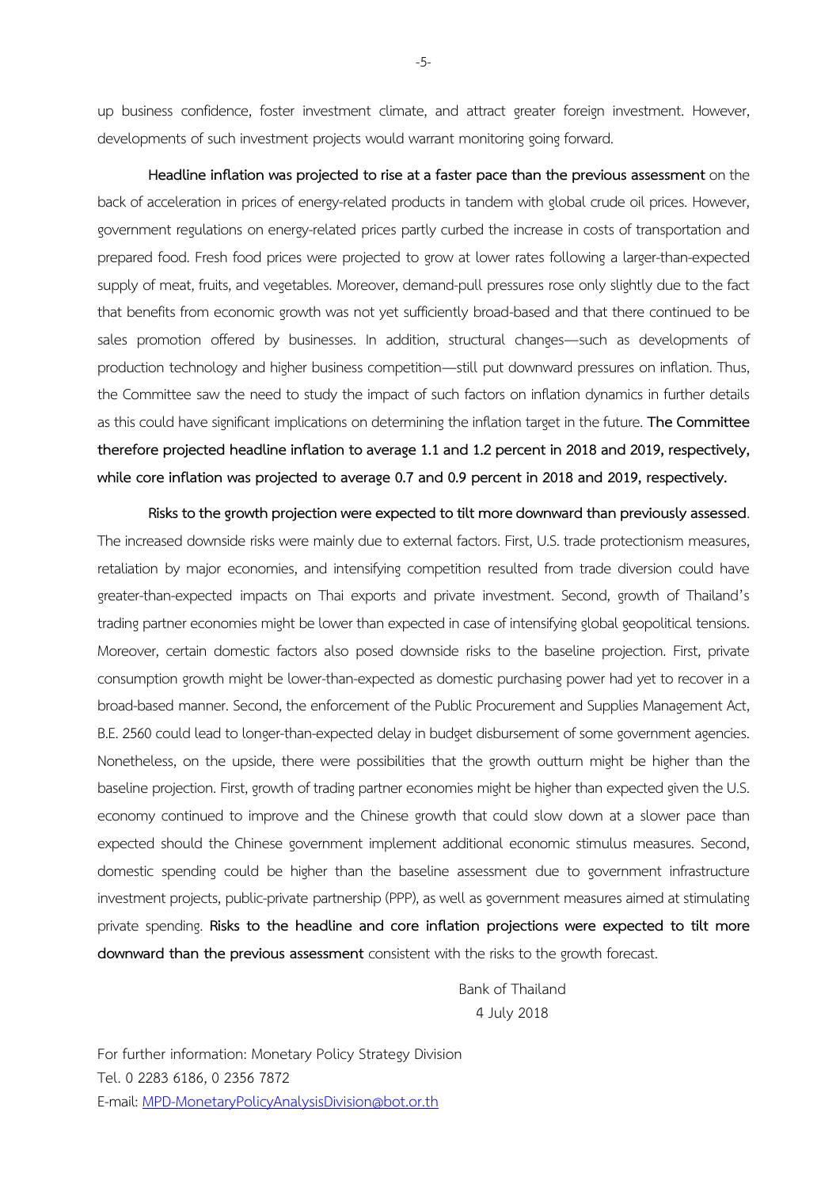up business confidence, foster investment climate, and attract greater foreign investment. However, developments of such investment projects would warrant monitoring going forward.

**Headline inflation was projected to rise at a faster pace than the previous assessment** on the back of acceleration in prices of energy-related products in tandem with global crude oil prices. However, government regulations on energy-related prices partly curbed the increase in costs of transportation and prepared food. Fresh food prices were projected to grow at lower rates following a larger-than-expected supply of meat, fruits, and vegetables. Moreover, demand-pull pressures rose only slightly due to the fact that benefits from economic growth was not yet sufficiently broad-based and that there continued to be sales promotion offered by businesses. In addition, structural changes—such as developments of production technology and higher business competition—still put downward pressures on inflation. Thus, the Committee saw the need to study the impact of such factors on inflation dynamics in further details as this could have significant implications on determining the inflation target in the future. **The Committee therefore projected headline inflation to average 1.1 and 1.2 percent in 2018 and 2019, respectively, while core inflation was projected to average 0.7 and 0.9 percent in 2018 and 2019, respectively.**

**Risks to the growth projection were expected to tilt more downward than previously assessed**. The increased downside risks were mainly due to external factors. First, U.S. trade protectionism measures, retaliation by major economies, and intensifying competition resulted from trade diversion could have greater-than-expected impacts on Thai exports and private investment. Second, growth of Thailand's trading partner economies might be lower than expected in case of intensifying global geopolitical tensions. Moreover, certain domestic factors also posed downside risks to the baseline projection. First, private consumption growth might be lower-than-expected as domestic purchasing power had yet to recover in a broad-based manner. Second, the enforcement of the Public Procurement and Supplies Management Act, B.E. 2560 could lead to longer-than-expected delay in budget disbursement of some government agencies. Nonetheless, on the upside, there were possibilities that the growth outturn might be higher than the baseline projection. First, growth of trading partner economies might be higher than expected given the U.S. economy continued to improve and the Chinese growth that could slow down at a slower pace than expected should the Chinese government implement additional economic stimulus measures. Second, domestic spending could be higher than the baseline assessment due to government infrastructure investment projects, public-private partnership (PPP), as well as government measures aimed at stimulating private spending. **Risks to the headline and core inflation projections were expected to tilt more downward than the previous assessment** consistent with the risks to the growth forecast.

Bank of Thailand
4 July 2018

For further information: Monetary Policy Strategy Division
Tel. 0 2283 6186, 0 2356 7872
E-mail: MPD-MonetaryPolicyAnalysisDivision@bot.or.th